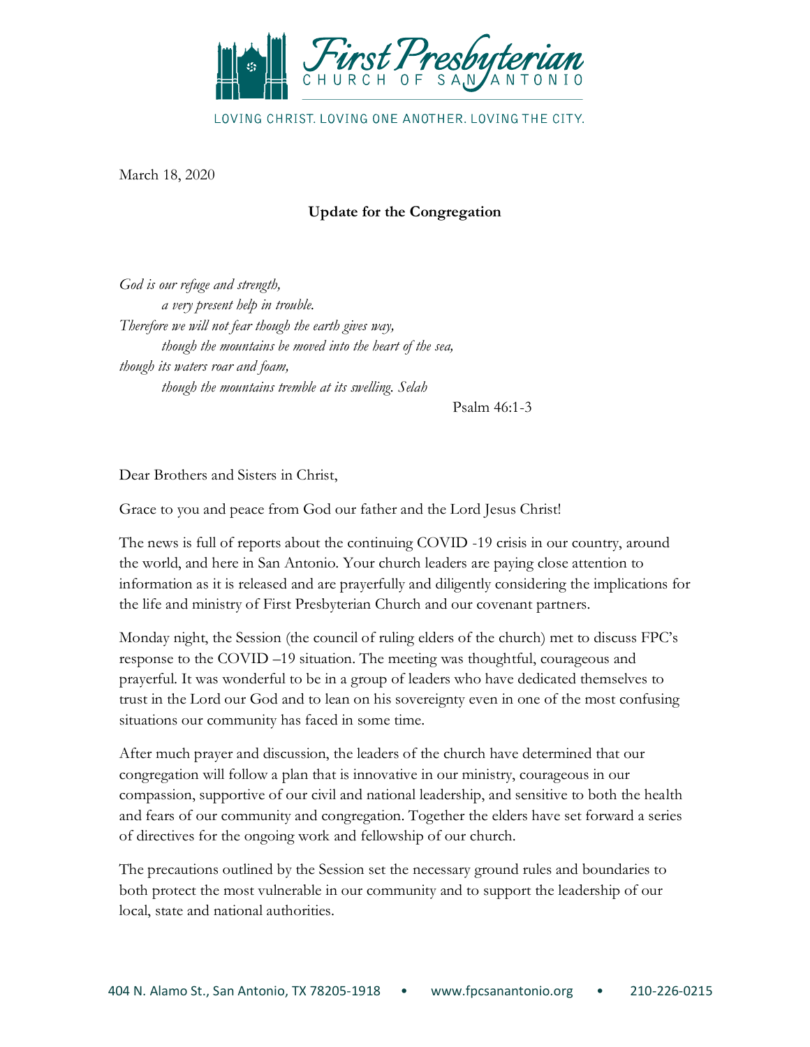# First Presbyterian Church of San Antonio

LOVING CHRIST. LOVING ONE ANOTHER. LOVING THE CITY.

March 18, 2020

**Update for the Congregation**

*God is our refuge and strength,*
*a very present help in trouble.*
*Therefore we will not fear though the earth gives way,*
*though the mountains be moved into the heart of the sea,*
*though its waters roar and foam,*
*though the mountains tremble at its swelling. Selah*

Psalm 46:1-3

Dear Brothers and Sisters in Christ,

Grace to you and peace from God our father and the Lord Jesus Christ!

The news is full of reports about the continuing COVID -19 crisis in our country, around the world, and here in San Antonio. Your church leaders are paying close attention to information as it is released and are prayerfully and diligently considering the implications for the life and ministry of First Presbyterian Church and our covenant partners.

Monday night, the Session (the council of ruling elders of the church) met to discuss FPC's response to the COVID –19 situation. The meeting was thoughtful, courageous and prayerful. It was wonderful to be in a group of leaders who have dedicated themselves to trust in the Lord our God and to lean on his sovereignty even in one of the most confusing situations our community has faced in some time.

After much prayer and discussion, the leaders of the church have determined that our congregation will follow a plan that is innovative in our ministry, courageous in our compassion, supportive of our civil and national leadership, and sensitive to both the health and fears of our community and congregation. Together the elders have set forward a series of directives for the ongoing work and fellowship of our church.

The precautions outlined by the Session set the necessary ground rules and boundaries to both protect the most vulnerable in our community and to support the leadership of our local, state and national authorities.

404 N. Alamo St., San Antonio, TX 78205-1918 • www.fpcsanantonio.org • 210-226-0215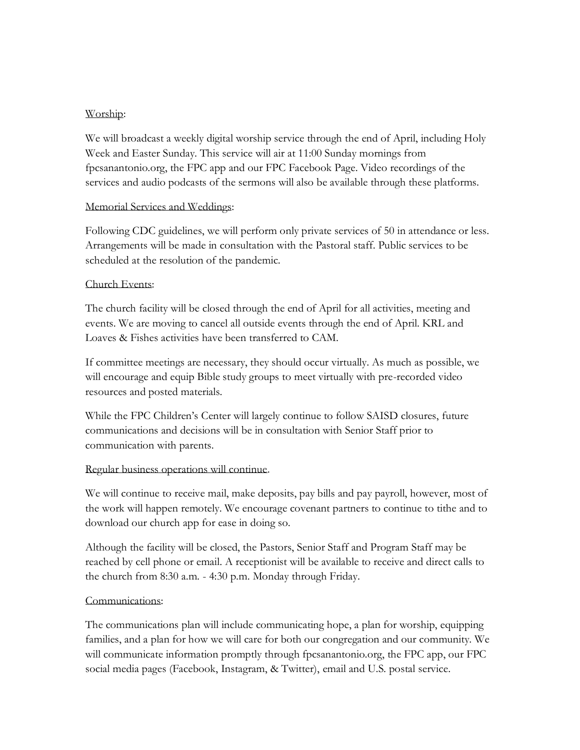Worship:

We will broadcast a weekly digital worship service through the end of April, including Holy Week and Easter Sunday. This service will air at 11:00 Sunday mornings from fpcsanantonio.org, the FPC app and our FPC Facebook Page. Video recordings of the services and audio podcasts of the sermons will also be available through these platforms.

Memorial Services and Weddings:

Following CDC guidelines, we will perform only private services of 50 in attendance or less. Arrangements will be made in consultation with the Pastoral staff. Public services to be scheduled at the resolution of the pandemic.

Church Events:

The church facility will be closed through the end of April for all activities, meeting and events. We are moving to cancel all outside events through the end of April. KRL and Loaves & Fishes activities have been transferred to CAM.

If committee meetings are necessary, they should occur virtually. As much as possible, we will encourage and equip Bible study groups to meet virtually with pre-recorded video resources and posted materials.

While the FPC Children's Center will largely continue to follow SAISD closures, future communications and decisions will be in consultation with Senior Staff prior to communication with parents.

Regular business operations will continue.

We will continue to receive mail, make deposits, pay bills and pay payroll, however, most of the work will happen remotely. We encourage covenant partners to continue to tithe and to download our church app for ease in doing so.

Although the facility will be closed, the Pastors, Senior Staff and Program Staff may be reached by cell phone or email. A receptionist will be available to receive and direct calls to the church from 8:30 a.m. - 4:30 p.m. Monday through Friday.

Communications:

The communications plan will include communicating hope, a plan for worship, equipping families, and a plan for how we will care for both our congregation and our community. We will communicate information promptly through fpcsanantonio.org, the FPC app, our FPC social media pages (Facebook, Instagram, & Twitter), email and U.S. postal service.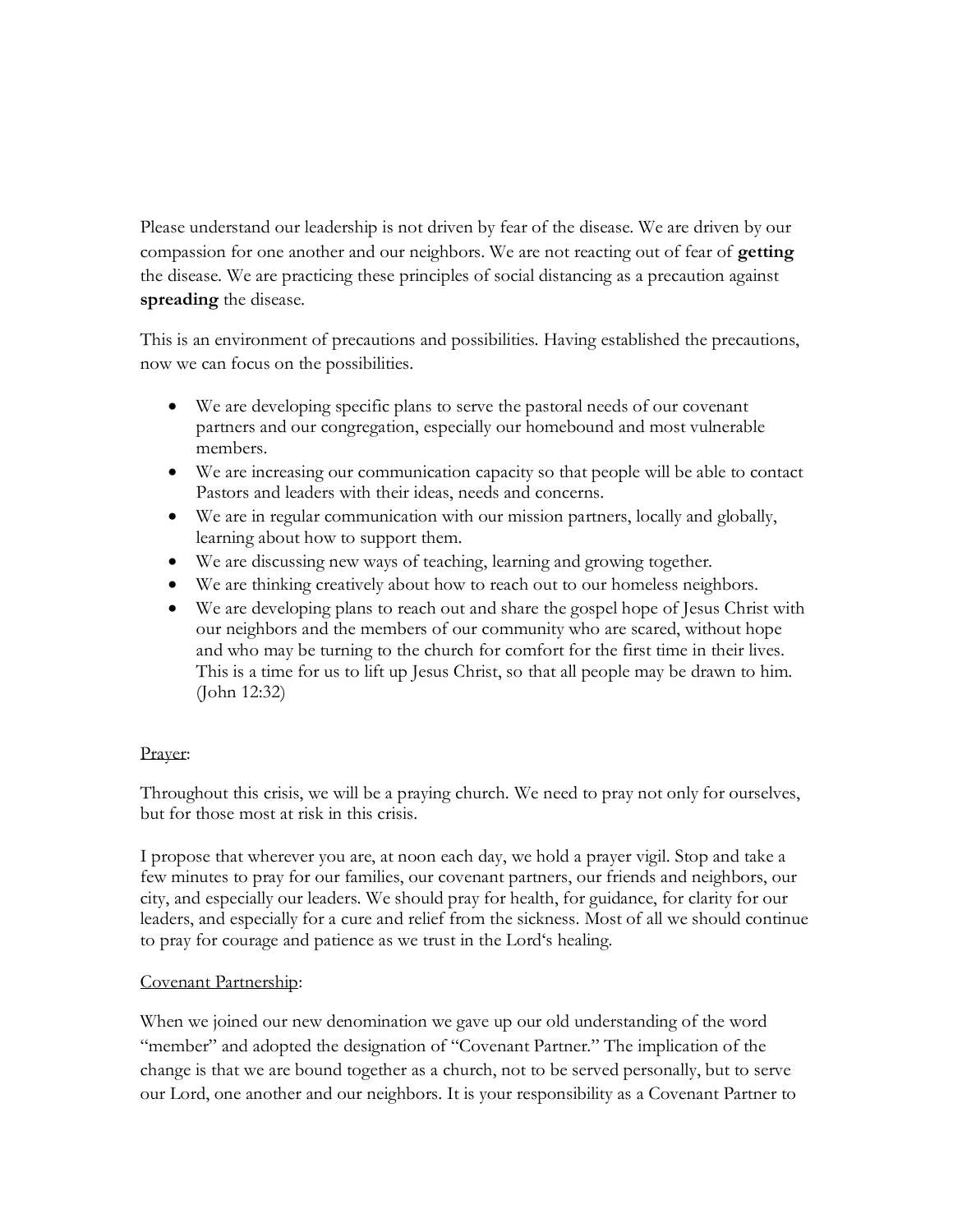Please understand our leadership is not driven by fear of the disease. We are driven by our compassion for one another and our neighbors. We are not reacting out of fear of **getting** the disease. We are practicing these principles of social distancing as a precaution against **spreading** the disease.

This is an environment of precautions and possibilities. Having established the precautions, now we can focus on the possibilities.

- We are developing specific plans to serve the pastoral needs of our covenant partners and our congregation, especially our homebound and most vulnerable members.
- We are increasing our communication capacity so that people will be able to contact Pastors and leaders with their ideas, needs and concerns.
- We are in regular communication with our mission partners, locally and globally, learning about how to support them.
- We are discussing new ways of teaching, learning and growing together.
- We are thinking creatively about how to reach out to our homeless neighbors.
- We are developing plans to reach out and share the gospel hope of Jesus Christ with our neighbors and the members of our community who are scared, without hope and who may be turning to the church for comfort for the first time in their lives. This is a time for us to lift up Jesus Christ, so that all people may be drawn to him. (John 12:32)

<u>Prayer</u>:

Throughout this crisis, we will be a praying church. We need to pray not only for ourselves, but for those most at risk in this crisis.

I propose that wherever you are, at noon each day, we hold a prayer vigil. Stop and take a few minutes to pray for our families, our covenant partners, our friends and neighbors, our city, and especially our leaders. We should pray for health, for guidance, for clarity for our leaders, and especially for a cure and relief from the sickness. Most of all we should continue to pray for courage and patience as we trust in the Lord's healing.

<u>Covenant Partnership</u>:

When we joined our new denomination we gave up our old understanding of the word "member" and adopted the designation of "Covenant Partner." The implication of the change is that we are bound together as a church, not to be served personally, but to serve our Lord, one another and our neighbors. It is your responsibility as a Covenant Partner to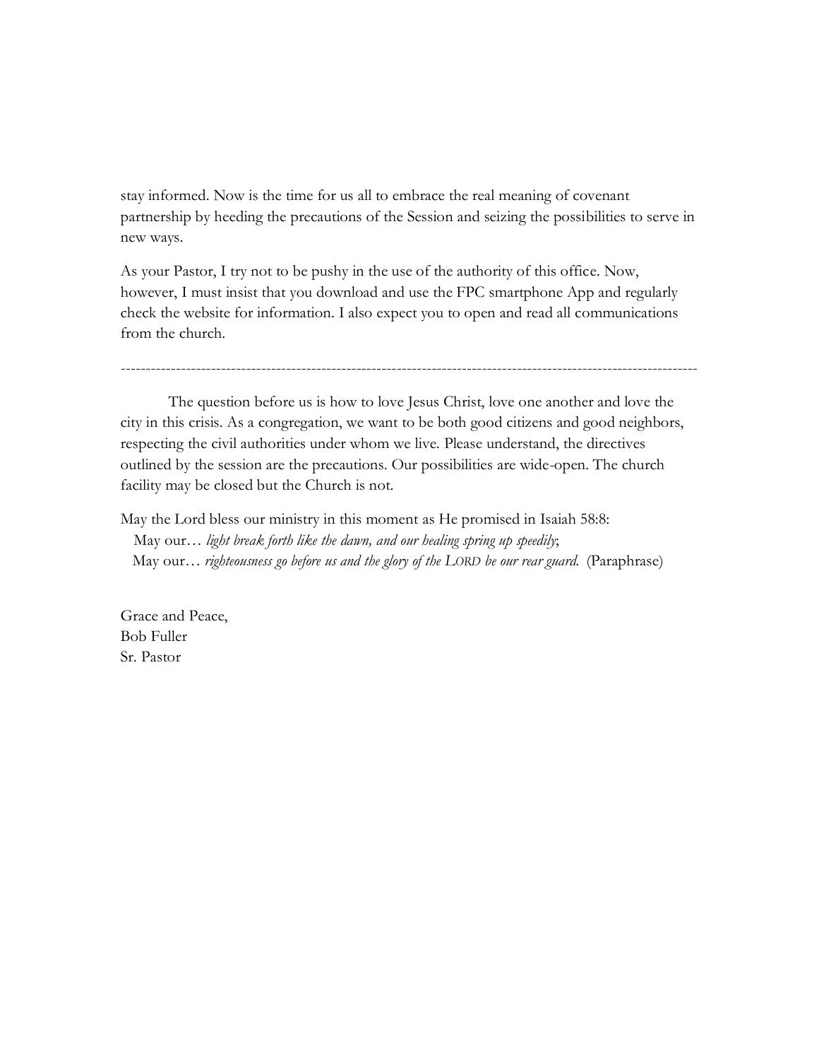stay informed. Now is the time for us all to embrace the real meaning of covenant partnership by heeding the precautions of the Session and seizing the possibilities to serve in new ways.

As your Pastor, I try not to be pushy in the use of the authority of this office. Now, however, I must insist that you download and use the FPC smartphone App and regularly check the website for information. I also expect you to open and read all communications from the church.

---

The question before us is how to love Jesus Christ, love one another and love the city in this crisis. As a congregation, we want to be both good citizens and good neighbors, respecting the civil authorities under whom we live. Please understand, the directives outlined by the session are the precautions. Our possibilities are wide-open. The church facility may be closed but the Church is not.

May the Lord bless our ministry in this moment as He promised in Isaiah 58:8:
May our… *light break forth like the dawn, and our healing spring up speedily*;
May our… *righteousness go before us and the glory of the LORD be our rear guard.* (Paraphrase)

Grace and Peace,
Bob Fuller
Sr. Pastor